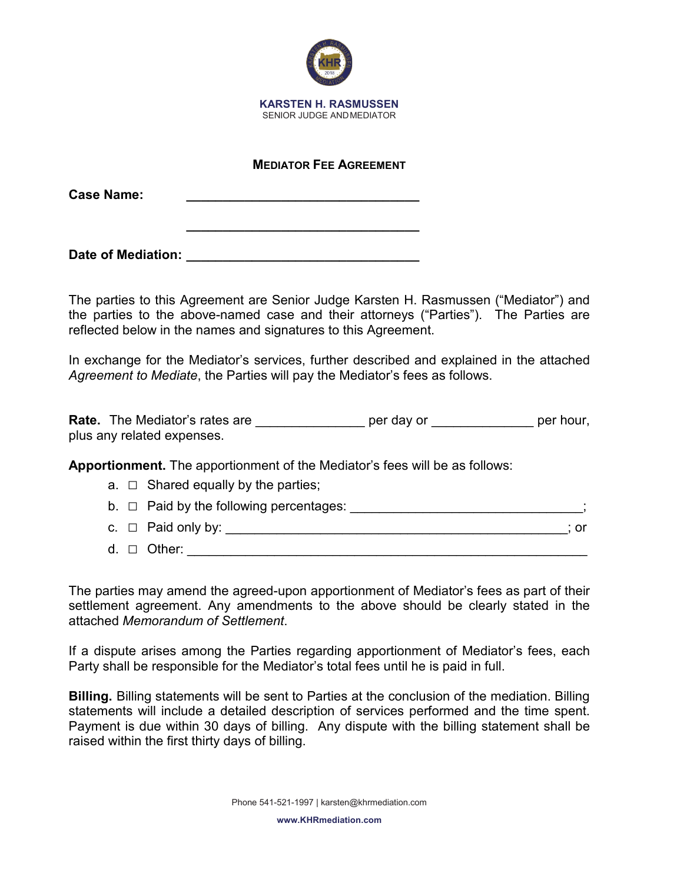**KARSTEN H. RASMUSSEN**
SENIOR JUDGE AND MEDIATOR

## MEDIATOR FEE AGREEMENT

**Case Name:** ________________________________

________________________________

**Date of Mediation:** ________________________________

The parties to this Agreement are Senior Judge Karsten H. Rasmussen ("Mediator") and the parties to the above-named case and their attorneys ("Parties"). The Parties are reflected below in the names and signatures to this Agreement.

In exchange for the Mediator's services, further described and explained in the attached *Agreement to Mediate*, the Parties will pay the Mediator's fees as follows.

**Rate.** The Mediator's rates are _______________ per day or ______________ per hour, plus any related expenses.

**Apportionment.** The apportionment of the Mediator's fees will be as follows:

a. ☐ Shared equally by the parties;

b. ☐ Paid by the following percentages: ________________________________;

c. ☐ Paid only by: ________________________________________________; or

d. ☐ Other: ________________________________________________________

The parties may amend the agreed-upon apportionment of Mediator's fees as part of their settlement agreement. Any amendments to the above should be clearly stated in the attached *Memorandum of Settlement*.

If a dispute arises among the Parties regarding apportionment of Mediator's fees, each Party shall be responsible for the Mediator's total fees until he is paid in full.

**Billing.** Billing statements will be sent to Parties at the conclusion of the mediation. Billing statements will include a detailed description of services performed and the time spent. Payment is due within 30 days of billing. Any dispute with the billing statement shall be raised within the first thirty days of billing.

Phone 541-521-1997 | karsten@khrmediation.com

**www.KHRmediation.com**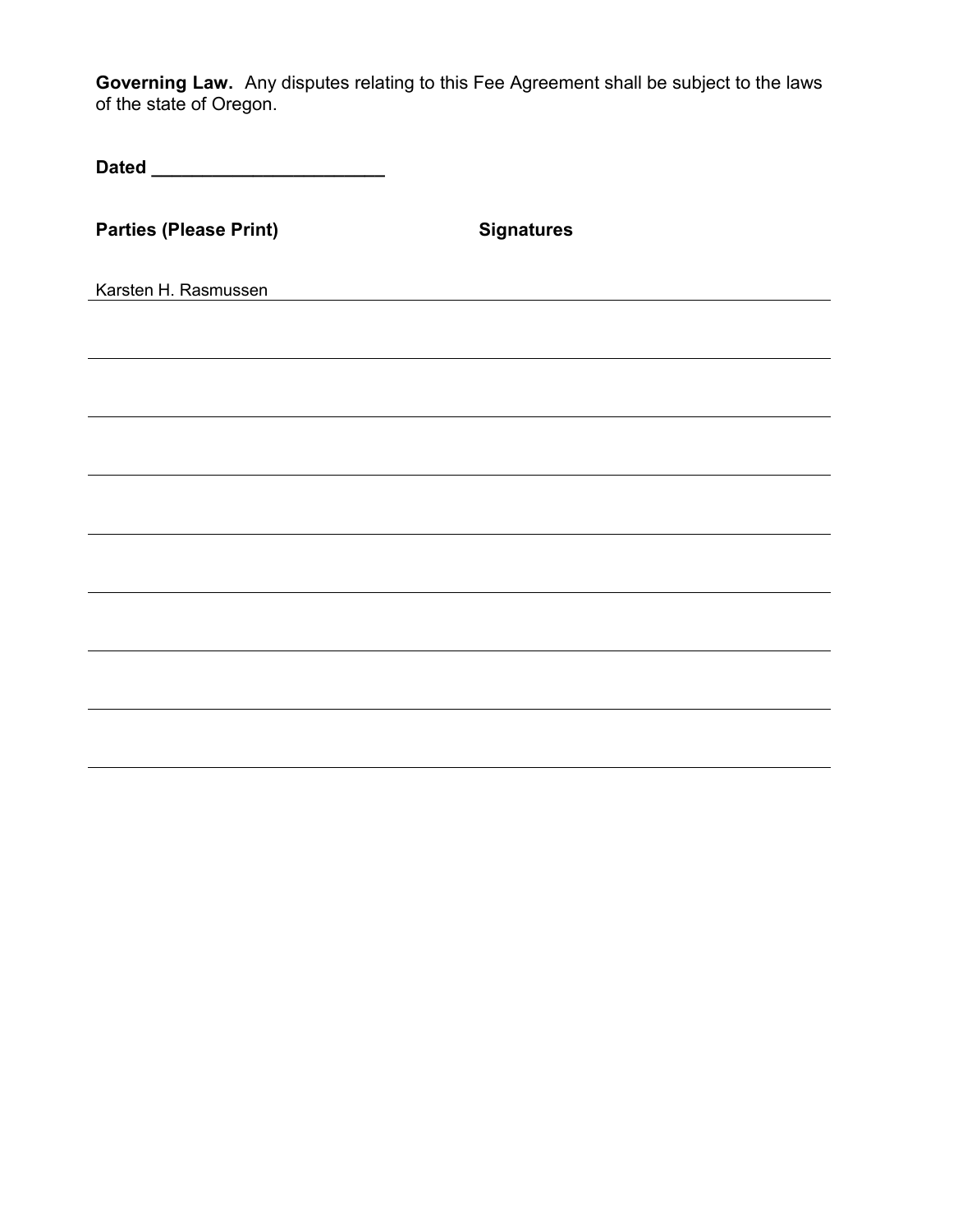**Governing Law.** Any disputes relating to this Fee Agreement shall be subject to the laws of the state of Oregon.

**Dated** _______________________

| **Parties (Please Print)** | **Signatures** |
| --- | --- |
| Karsten H. Rasmussen | |
| | |
| | |
| | |
| | |
| | |
| | |
| | |
| | |